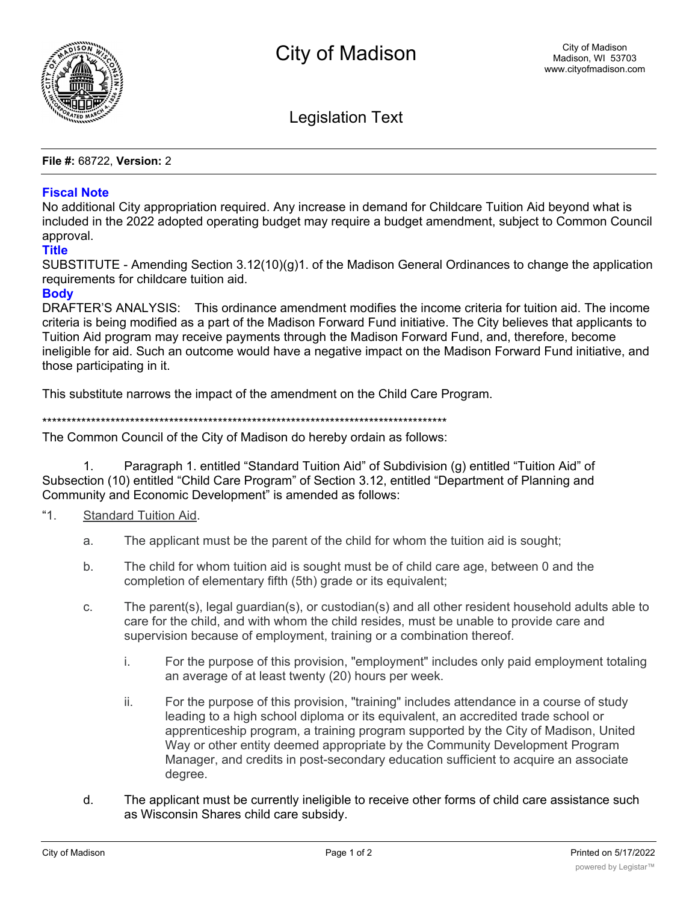# City of Madison

City of Madison
Madison, WI 53703
www.cityofmadison.com

## Legislation Text

**File #:** 68722, **Version:** 2

### Fiscal Note

No additional City appropriation required. Any increase in demand for Childcare Tuition Aid beyond what is included in the 2022 adopted operating budget may require a budget amendment, subject to Common Council approval.

### Title

SUBSTITUTE - Amending Section 3.12(10)(g)1. of the Madison General Ordinances to change the application requirements for childcare tuition aid.

### Body

DRAFTER'S ANALYSIS: This ordinance amendment modifies the income criteria for tuition aid. The income criteria is being modified as a part of the Madison Forward Fund initiative. The City believes that applicants to Tuition Aid program may receive payments through the Madison Forward Fund, and, therefore, become ineligible for aid. Such an outcome would have a negative impact on the Madison Forward Fund initiative, and those participating in it.

This substitute narrows the impact of the amendment on the Child Care Program.

***************************************************************************************

The Common Council of the City of Madison do hereby ordain as follows:

1. Paragraph 1. entitled "Standard Tuition Aid" of Subdivision (g) entitled "Tuition Aid" of Subsection (10) entitled "Child Care Program" of Section 3.12, entitled "Department of Planning and Community and Economic Development" is amended as follows:

"1. Standard Tuition Aid.

a. The applicant must be the parent of the child for whom the tuition aid is sought;

b. The child for whom tuition aid is sought must be of child care age, between 0 and the completion of elementary fifth (5th) grade or its equivalent;

c. The parent(s), legal guardian(s), or custodian(s) and all other resident household adults able to care for the child, and with whom the child resides, must be unable to provide care and supervision because of employment, training or a combination thereof.

i. For the purpose of this provision, "employment" includes only paid employment totaling an average of at least twenty (20) hours per week.

ii. For the purpose of this provision, "training" includes attendance in a course of study leading to a high school diploma or its equivalent, an accredited trade school or apprenticeship program, a training program supported by the City of Madison, United Way or other entity deemed appropriate by the Community Development Program Manager, and credits in post-secondary education sufficient to acquire an associate degree.

d. The applicant must be currently ineligible to receive other forms of child care assistance such as Wisconsin Shares child care subsidy.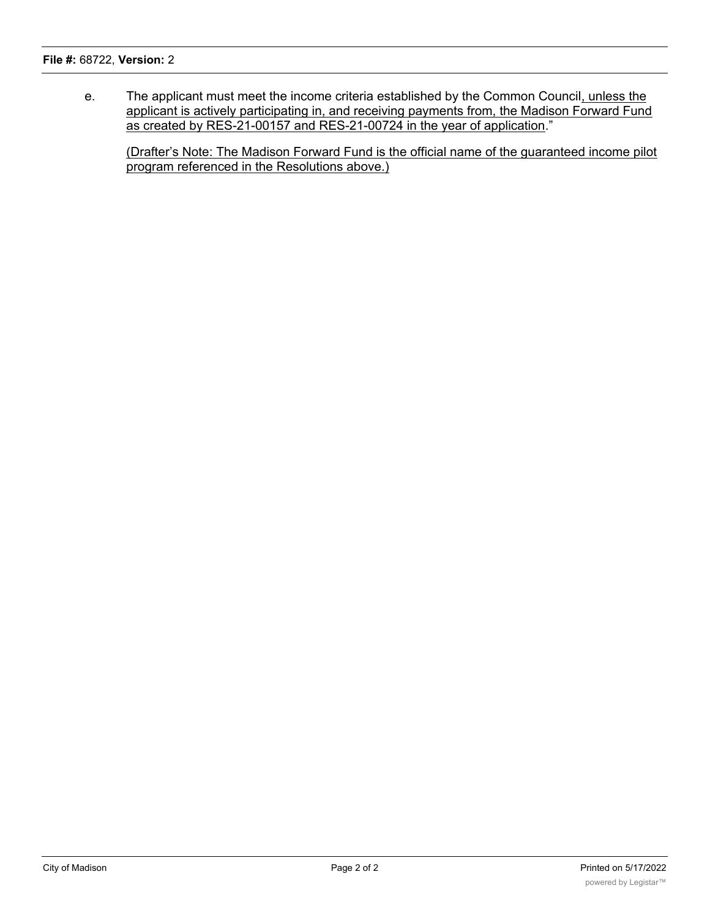e. The applicant must meet the income criteria established by the Common Council, unless the applicant is actively participating in, and receiving payments from, the Madison Forward Fund as created by RES-21-00157 and RES-21-00724 in the year of application."

(Drafter's Note: The Madison Forward Fund is the official name of the guaranteed income pilot program referenced in the Resolutions above.)